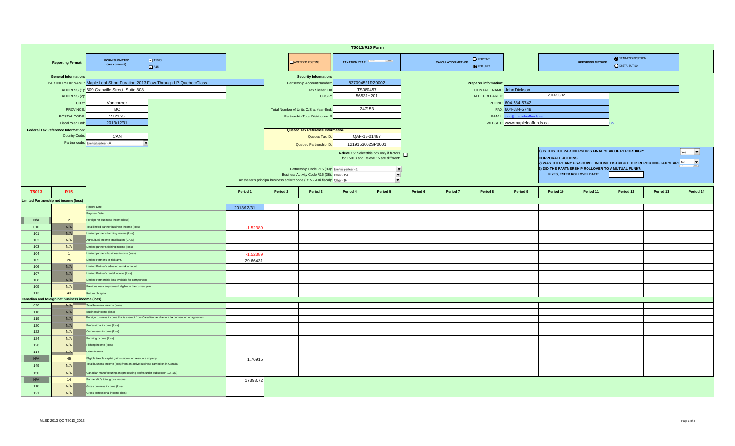# T5013/R15 Form

**Reporting Format:** FORM SUBMITTED (see comment): ☑ T5013 ☐ R15

☐ AMENDED POSTING

**TAXATION YEAR:**

**CALCULATION METHOD:** ○ PERCENT ● PER UNIT

**REPORTING METHOD:** ● YEAR-END POSITION ○ DISTRIBUTION

**General Information:**

| | |
|---|---|
| PARTNERSHIP NAME: | Maple Leaf Short Duration 2013 Flow-Through LP-Quebec Class |
| ADDRESS (1): | 609 Granville Street, Suite 808 |
| ADDRESS (2): | |
| CITY: | Vancouver |
| PROVINCE: | BC |
| POSTAL CODE: | V7Y1G5 |
| Fiscal Year End: | 2013/12/31 |

**Security Information:**

| | |
|---|---|
| Partnership Account Number: | 837094531RZ0002 |
| Tax Shelter ID#: | TS080457 |
| CUSIP: | 56531H201 |
| Total Number of Units O/S at Year-End: | 247153 |
| Partnership Total Distribution: $ | |

**Preparer information:**

| | |
|---|---|
| CONTACT NAME: | John Dickson |
| DATE PREPARED: | 2014/03/12 |
| PHONE: | 604-684-5742 |
| FAX: | 604-684-5748 |
| E-MAIL: | john@mapleleaffunds.ca |
| WEBSITE: | www.mapleleaffunds.ca |

**Federal Tax Reference Information:**

| | |
|---|---|
| Country Code: | CAN |
| Partner code: | Limited partner - 0 |

**Quebec Tax Reference Information:**

| | |
|---|---|
| Quebec Tax ID: | QAF-13-01487 |
| Quebec Partnership ID: | 1219153062SP0001 |

Releve 15: Select this box only if factors for T5013 and Releve 15 are different: ☐

| | |
|---|---|
| Partnership Code R15 (39): | Limited partner - 1 |
| Business Activity Code R15 (38): | Other - 154 |
| Tax shelter's principal business activity code (R15 - Abri fiscal): | Other - 16 |

1) IS THIS THE PARTNERSHIP'S FINAL YEAR OF REPORTING?: Yes

**CORPORATE ACTIONS**

2) WAS THERE ANY US-SOURCE INCOME DISTRIBUTED IN REPORTING TAX YEAR?: No

3) DID THE PARTNERSHIP ROLLOVER TO A MUTUAL FUND?:

IF YES, ENTER ROLLOVER DATE:

| T5013 | R15 | | Period 1 | Period 2 | Period 3 | Period 4 | Period 5 | Period 6 | Period 7 | Period 8 | Period 9 | Period 10 | Period 11 | Period 12 | Period 13 | Period 14 |
|---|---|---|---|---|---|---|---|---|---|---|---|---|---|---|---|---|
| **Limited Partnership net income (loss)** | | | | | | | | | | | | | | | | |
| | | Record Date | 2013/12/31 | | | | | | | | | | | | | |
| | | Payment Date | | | | | | | | | | | | | | |
| N/A | 2 | Foreign net business income (loss) | | | | | | | | | | | | | | |
| 010 | N/A | Total limited partner business income (loss) | -1.52389 | | | | | | | | | | | | | |
| 101 | N/A | Limited partner's farming income (loss) | | | | | | | | | | | | | | |
| 102 | N/A | Agricultural income stabilization (CAIS) | | | | | | | | | | | | | | |
| 103 | N/A | Limited partner's fishing income (loss) | | | | | | | | | | | | | | |
| 104 | 1 | Limited partner's business income (loss) | -1.52389 | | | | | | | | | | | | | |
| 105 | 26 | Limited Partner's at-risk amt. | 29.66431 | | | | | | | | | | | | | |
| 106 | N/A | Limited Partner's adjusted at-risk amount | | | | | | | | | | | | | | |
| 107 | N/A | Limited Partner's rental income (loss) | | | | | | | | | | | | | | |
| 108 | N/A | Limited Partnership loss available for carryforward | | | | | | | | | | | | | | |
| 109 | N/A | Previous loss carryforward eligible in the current year | | | | | | | | | | | | | | |
| 113 | 43 | Return of capital | | | | | | | | | | | | | | |
| **Canadian and foreign net business income (loss)** | | | | | | | | | | | | | | | | |
| 020 | N/A | Total business income (Loss) | | | | | | | | | | | | | | |
| 116 | N/A | Business income (loss) | | | | | | | | | | | | | | |
| 119 | N/A | Foreign business income that is exempt from Canadian tax due to a tax convention or agreement | | | | | | | | | | | | | | |
| 120 | N/A | Professional income (loss) | | | | | | | | | | | | | | |
| 122 | N/A | Commission income (loss) | | | | | | | | | | | | | | |
| 124 | N/A | Farming income (loss) | | | | | | | | | | | | | | |
| 126 | N/A | Fishing income (loss) | | | | | | | | | | | | | | |
| 114 | N/A | Other income | | | | | | | | | | | | | | |
| N/A | 45 | Eligible taxable capital gains amount on resource property | 1.76915 | | | | | | | | | | | | | |
| 149 | N/A | Total business income (loss) from an active business carried on in Canada | | | | | | | | | | | | | | |
| 150 | N/A | Canadian manufacturing and processing profits under subsection 125.1(3) | | | | | | | | | | | | | | |
| N/A | 14 | Partnership's total gross income | 17393.72 | | | | | | | | | | | | | |
| 118 | N/A | Gross business income (loss) | | | | | | | | | | | | | | |
| 121 | N/A | Gross professional income (loss) | | | | | | | | | | | | | | |

MLSD 2013 QC T5013_2013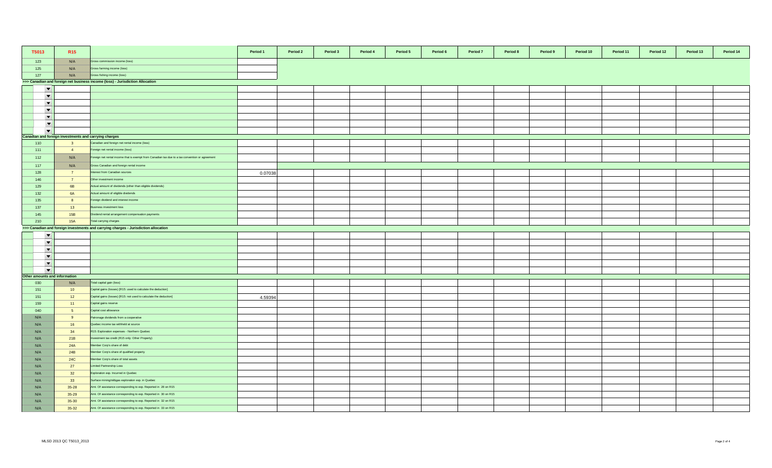| T5013 | R15 | | Period 1 | Period 2 | Period 3 | Period 4 | Period 5 | Period 6 | Period 7 | Period 8 | Period 9 | Period 10 | Period 11 | Period 12 | Period 13 | Period 14 |
|---|---|---|---|---|---|---|---|---|---|---|---|---|---|---|---|---|
| 123 | N/A | Gross commission income (loss) | | | | | | | | | | | | | | |
| 125 | N/A | Gross farming income (loss) | | | | | | | | | | | | | | |
| 127 | N/A | Gross fishing income (loss) | | | | | | | | | | | | | | |
| >>> Canadian and foreign net business income (loss) - Jurisdiction Allocation | | | | | | | | | | | | | | | | |
| | | | | | | | | | | | | | | | | |
| | | | | | | | | | | | | | | | | |
| | | | | | | | | | | | | | | | | |
| | | | | | | | | | | | | | | | | |
| | | | | | | | | | | | | | | | | |
| | | | | | | | | | | | | | | | | |
| | | | | | | | | | | | | | | | | |
| Canadian and foreign investments and carrying charges | | | | | | | | | | | | | | | | |
| 110 | 3 | Canadian and foreign net rental income (loss) | | | | | | | | | | | | | | |
| 111 | 4 | Foreign net rental income (loss) | | | | | | | | | | | | | | |
| 112 | N/A | Foreign net rental income that is exempt from Canadian tax due to a tax convention or agreement | | | | | | | | | | | | | | |
| 117 | N/A | Gross Canadian and foreign rental income | | | | | | | | | | | | | | |
| 128 | 7 | Interest from Canadian sources | 0.07038 | | | | | | | | | | | | | |
| 146 | 7 | Other investment income | | | | | | | | | | | | | | |
| 129 | 6B | Actual amount of dividends (other than eligible dividends) | | | | | | | | | | | | | | |
| 132 | 6A | Actual amount of eligible dividends | | | | | | | | | | | | | | |
| 135 | 8 | Foreign dividend and interest income | | | | | | | | | | | | | | |
| 137 | 13 | Business investment loss | | | | | | | | | | | | | | |
| 145 | 15B | Dividend rental arrangement compensation payments | | | | | | | | | | | | | | |
| 210 | 15A | Total carrying charges | | | | | | | | | | | | | | |
| >>> Canadian and foreign investments and carrying charges - Jurisdiction allocation | | | | | | | | | | | | | | | | |
| | | | | | | | | | | | | | | | | |
| | | | | | | | | | | | | | | | | |
| | | | | | | | | | | | | | | | | |
| | | | | | | | | | | | | | | | | |
| | | | | | | | | | | | | | | | | |
| | | | | | | | | | | | | | | | | |
| Other amounts and information | | | | | | | | | | | | | | | | |
| 030 | N/A | Total capital gain (loss) | | | | | | | | | | | | | | |
| 151 | 10 | Capital gains (losses) [R15: used to calculate the deduction] | | | | | | | | | | | | | | |
| 151 | 12 | Capital gains (losses) [R15: not used to calculate the deduction] | 4.59394 | | | | | | | | | | | | | |
| 159 | 11 | Capital gains reserve | | | | | | | | | | | | | | |
| 040 | 5 | Capital cost allowance | | | | | | | | | | | | | | |
| N/A | 9 | Patronage dividends from a cooperative | | | | | | | | | | | | | | |
| N/A | 16 | Quebec income tax withheld at source | | | | | | | | | | | | | | |
| N/A | 34 | R15: Exploration expenses - Northern Quebec | | | | | | | | | | | | | | |
| N/A | 21B | Investment tax credit (R15 only: Other Property) | | | | | | | | | | | | | | |
| N/A | 24A | Member Corp's share of debt | | | | | | | | | | | | | | |
| N/A | 24B | Member Corp's share of qualified property | | | | | | | | | | | | | | |
| N/A | 24C | Member Corp's share of total assets | | | | | | | | | | | | | | |
| N/A | 27 | Limited Partnership Loss | | | | | | | | | | | | | | |
| N/A | 32 | Exploration exp. Incurred in Quebec | | | | | | | | | | | | | | |
| N/A | 33 | Surface mining/oil&gas exploration exp. in Quebec | | | | | | | | | | | | | | |
| N/A | 35-28 | Amt. Of assistance corresponding to exp. Reported in 28 on R15 | | | | | | | | | | | | | | |
| N/A | 35-29 | Amt. Of assistance corresponding to exp. Reported in 30 on R15 | | | | | | | | | | | | | | |
| N/A | 35-30 | Amt. Of assistance corresponding to exp. Reported in 32 on R15 | | | | | | | | | | | | | | |
| N/A | 35-32 | Amt. Of assistance corresponding to exp. Reported in 33 on R15 | | | | | | | | | | | | | | |

MLSD 2013 QC T5013_2013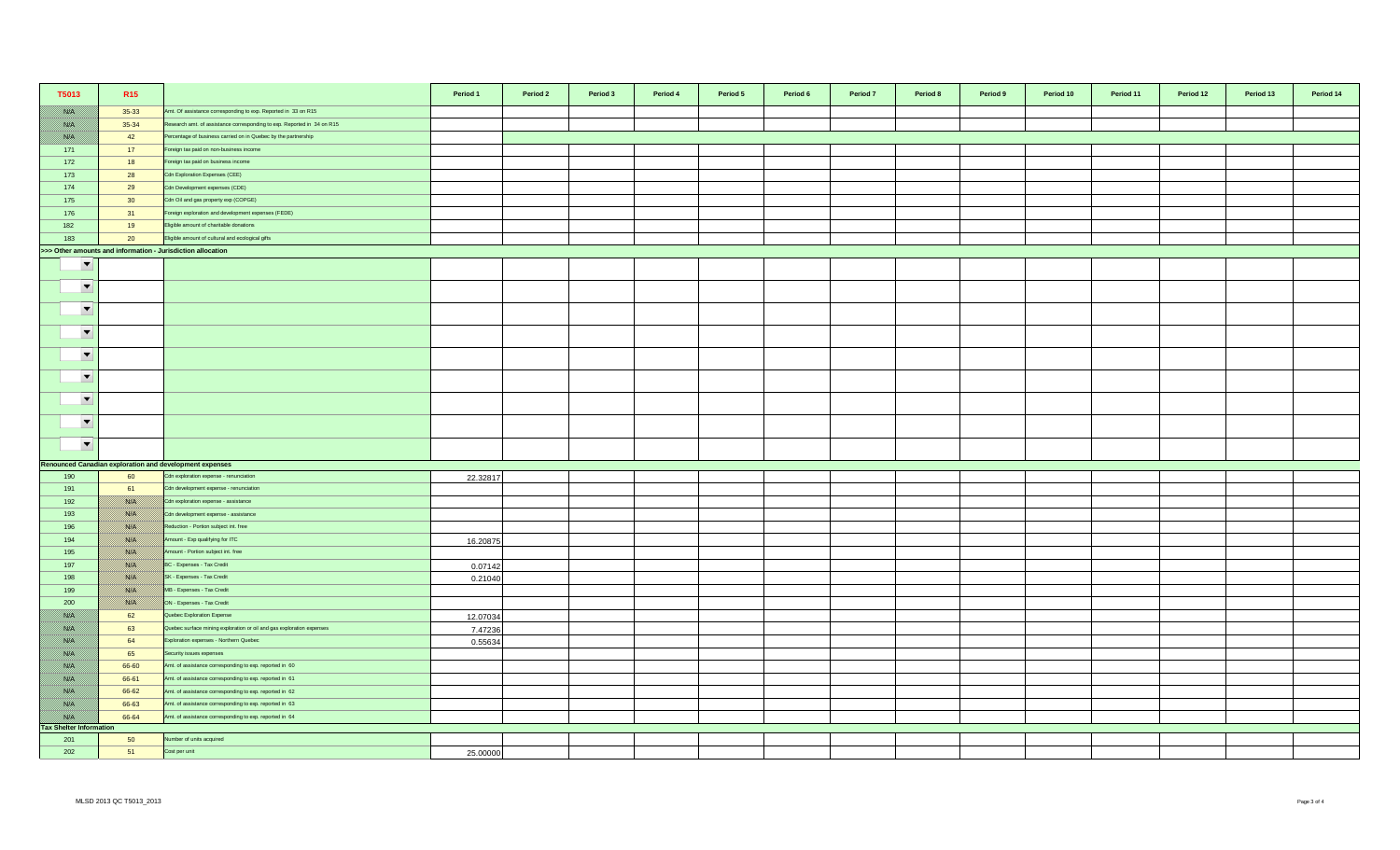| T5013 | R15 | | Period 1 | Period 2 | Period 3 | Period 4 | Period 5 | Period 6 | Period 7 | Period 8 | Period 9 | Period 10 | Period 11 | Period 12 | Period 13 | Period 14 |
|---|---|---|---|---|---|---|---|---|---|---|---|---|---|---|---|---|
| N/A | 35-33 | Amt. Of assistance corresponding to exp. Reported in 33 on R15 | | | | | | | | | | | | | | |
| N/A | 35-34 | Research amt. of assistance corresponding to exp. Reported in 34 on R15 | | | | | | | | | | | | | | |
| N/A | 42 | Percentage of business carried on in Quebec by the partnership | | | | | | | | | | | | | | |
| 171 | 17 | Foreign tax paid on non-business income | | | | | | | | | | | | | | |
| 172 | 18 | Foreign tax paid on business income | | | | | | | | | | | | | | |
| 173 | 28 | Cdn Exploration Expenses (CEE) | | | | | | | | | | | | | | |
| 174 | 29 | Cdn Development expenses (CDE) | | | | | | | | | | | | | | |
| 175 | 30 | Cdn Oil and gas property exp (COPGE) | | | | | | | | | | | | | | |
| 176 | 31 | Foreign exploration and development expenses (FEDE) | | | | | | | | | | | | | | |
| 182 | 19 | Eligible amount of charitable donations | | | | | | | | | | | | | | |
| 183 | 20 | Eligible amount of cultural and ecological gifts | | | | | | | | | | | | | | |
| **>>> Other amounts and information - Jurisdiction allocation** | | | | | | | | | | | | | | | | |
| | | | | | | | | | | | | | | | | |
| | | | | | | | | | | | | | | | | |
| | | | | | | | | | | | | | | | | |
| | | | | | | | | | | | | | | | | |
| | | | | | | | | | | | | | | | | |
| | | | | | | | | | | | | | | | | |
| | | | | | | | | | | | | | | | | |
| | | | | | | | | | | | | | | | | |
| | | | | | | | | | | | | | | | | |
| **Renounced Canadian exploration and development expenses** | | | | | | | | | | | | | | | | |
| 190 | 60 | Cdn exploration expense - renunciation | 22.32817 | | | | | | | | | | | | | |
| 191 | 61 | Cdn development expense - renunciation | | | | | | | | | | | | | | |
| 192 | N/A | Cdn exploration expense - assistance | | | | | | | | | | | | | | |
| 193 | N/A | Cdn development expense - assistance | | | | | | | | | | | | | | |
| 196 | N/A | Reduction - Portion subject int. free | | | | | | | | | | | | | | |
| 194 | N/A | Amount - Exp qualifying for ITC | 16.20875 | | | | | | | | | | | | | |
| 195 | N/A | Amount - Portion subject int. free | | | | | | | | | | | | | | |
| 197 | N/A | BC - Expenses - Tax Credit | 0.07142 | | | | | | | | | | | | | |
| 198 | N/A | SK - Expenses - Tax Credit | 0.21040 | | | | | | | | | | | | | |
| 199 | N/A | MB - Expenses - Tax Credit | | | | | | | | | | | | | | |
| 200 | N/A | ON - Expenses - Tax Credit | | | | | | | | | | | | | | |
| N/A | 62 | Quebec Exploration Expense | 12.07034 | | | | | | | | | | | | | |
| N/A | 63 | Quebec surface mining exploration or oil and gas exploration expenses | 7.47236 | | | | | | | | | | | | | |
| N/A | 64 | Exploration expenses - Northern Quebec | 0.55634 | | | | | | | | | | | | | |
| N/A | 65 | Security issues expenses | | | | | | | | | | | | | | |
| N/A | 66-60 | Amt. of assistance corresponding to exp. reported in 60 | | | | | | | | | | | | | | |
| N/A | 66-61 | Amt. of assistance corresponding to exp. reported in 61 | | | | | | | | | | | | | | |
| N/A | 66-62 | Amt. of assistance corresponding to exp. reported in 62 | | | | | | | | | | | | | | |
| N/A | 66-63 | Amt. of assistance corresponding to exp. reported in 63 | | | | | | | | | | | | | | |
| N/A | 66-64 | Amt. of assistance corresponding to exp. reported in 64 | | | | | | | | | | | | | | |
| **Tax Shelter Information** | | | | | | | | | | | | | | | | |
| 201 | 50 | Number of units acquired | | | | | | | | | | | | | | |
| 202 | 51 | Cost per unit | 25.00000 | | | | | | | | | | | | | |

MLSD 2013 QC T5013_2013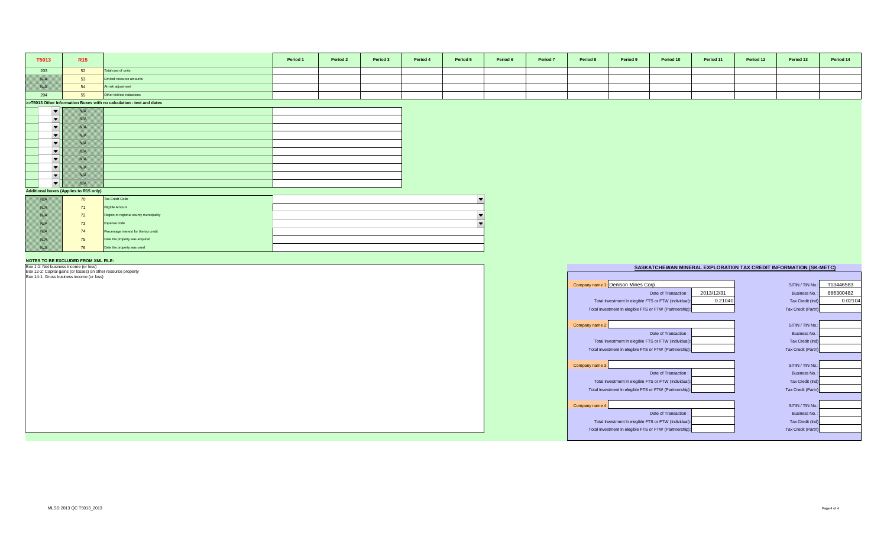| T5013 | R15 | | Period 1 | Period 2 | Period 3 | Period 4 | Period 5 | Period 6 | Period 7 | Period 8 | Period 9 | Period 10 | Period 11 | Period 12 | Period 13 | Period 14 |
|---|---|---|---|---|---|---|---|---|---|---|---|---|---|---|---|---|
| 203 | 52 | Total cost of units | | | | | | | | | | | | | | |
| N/A | 53 | Limited-recourse amounts | | | | | | | | | | | | | | |
| N/A | 54 | At-risk adjustment | | | | | | | | | | | | | | |
| 204 | 55 | Other indirect reductions | | | | | | | | | | | | | | |

**>>T5013 Other Information Boxes with no calculation - text and dates**

| | | | |
|---|---|---|---|
| | N/A | | |
| | N/A | | |
| | N/A | | |
| | N/A | | |
| | N/A | | |
| | N/A | | |
| | N/A | | |
| | N/A | | |
| | N/A | | |
| | N/A | | |

**Additional boxes (Applies to R15 only)**

| | | | |
|---|---|---|---|
| N/A | 70 | Tax Credit Code | |
| N/A | 71 | Eligible Amount | |
| N/A | 72 | Region or regional county municipality | |
| N/A | 73 | Expense code | |
| N/A | 74 | Percentage interest for the tax credit | |
| N/A | 75 | Date the property was acquired | |
| N/A | 76 | Date the property was used | |

**NOTES TO BE EXCLUDED FROM XML FILE:**

Box 1-1: Net business income (or loss)
Box 12-2: Capital gains (or losses) on other resource property
Box 14-1: Gross business income (or loss)

## SASKATCHEWAN MINERAL EXPLORATION TAX CREDIT INFORMATION (SK-METC)

| | | | |
|---|---|---|---|
| Company name 1: | Denison Mines Corp. | SITIN / TIN No.: | T13446583 |
| Date of Transaction : | 2013/12/31 | Business No. : | 886300482 |
| Total Investment In elegible FTS or FTW (Individual): | 0.21040 | Tax Credit (Ind) | 0.02104 |
| Total Investment In elegible FTS or FTW (Partnership): | | Tax Credit (Partn) | |
| Company name 2: | | SITIN / TIN No.: | |
| Date of Transaction : | | Business No. : | |
| Total Investment In elegible FTS or FTW (Individual): | | Tax Credit (Ind) | |
| Total Investment In elegible FTS or FTW (Partnership): | | Tax Credit (Partn) | |
| Company name 3: | | SITIN / TIN No.: | |
| Date of Transaction : | | Business No. : | |
| Total Investment In elegible FTS or FTW (Individual): | | Tax Credit (Ind) | |
| Total Investment In elegible FTS or FTW (Partnership): | | Tax Credit (Partn) | |
| Company name 4: | | SITIN / TIN No.: | |
| Date of Transaction : | | Business No. : | |
| Total Investment In elegible FTS or FTW (Individual): | | Tax Credit (Ind) | |
| Total Investment In elegible FTS or FTW (Partnership): | | Tax Credit (Partn) | |

MLSD 2013 QC T5013_2013